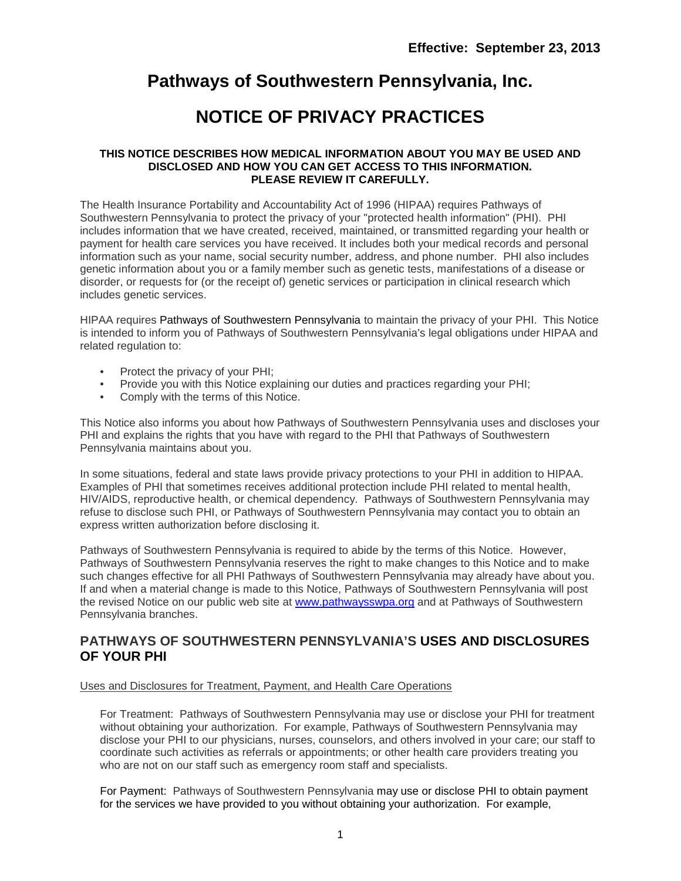**Effective: September 23, 2013**

# Pathways of Southwestern Pennsylvania, Inc.

# NOTICE OF PRIVACY PRACTICES

**THIS NOTICE DESCRIBES HOW MEDICAL INFORMATION ABOUT YOU MAY BE USED AND DISCLOSED AND HOW YOU CAN GET ACCESS TO THIS INFORMATION. PLEASE REVIEW IT CAREFULLY.**

The Health Insurance Portability and Accountability Act of 1996 (HIPAA) requires Pathways of Southwestern Pennsylvania to protect the privacy of your "protected health information" (PHI). PHI includes information that we have created, received, maintained, or transmitted regarding your health or payment for health care services you have received. It includes both your medical records and personal information such as your name, social security number, address, and phone number. PHI also includes genetic information about you or a family member such as genetic tests, manifestations of a disease or disorder, or requests for (or the receipt of) genetic services or participation in clinical research which includes genetic services.

HIPAA requires Pathways of Southwestern Pennsylvania to maintain the privacy of your PHI. This Notice is intended to inform you of Pathways of Southwestern Pennsylvania's legal obligations under HIPAA and related regulation to:

- Protect the privacy of your PHI;
- Provide you with this Notice explaining our duties and practices regarding your PHI;
- Comply with the terms of this Notice.

This Notice also informs you about how Pathways of Southwestern Pennsylvania uses and discloses your PHI and explains the rights that you have with regard to the PHI that Pathways of Southwestern Pennsylvania maintains about you.

In some situations, federal and state laws provide privacy protections to your PHI in addition to HIPAA. Examples of PHI that sometimes receives additional protection include PHI related to mental health, HIV/AIDS, reproductive health, or chemical dependency. Pathways of Southwestern Pennsylvania may refuse to disclose such PHI, or Pathways of Southwestern Pennsylvania may contact you to obtain an express written authorization before disclosing it.

Pathways of Southwestern Pennsylvania is required to abide by the terms of this Notice. However, Pathways of Southwestern Pennsylvania reserves the right to make changes to this Notice and to make such changes effective for all PHI Pathways of Southwestern Pennsylvania may already have about you. If and when a material change is made to this Notice, Pathways of Southwestern Pennsylvania will post the revised Notice on our public web site at [www.pathwaysswpa.org](http://www.pathwaysswpa.org) and at Pathways of Southwestern Pennsylvania branches.

## PATHWAYS OF SOUTHWESTERN PENNSYLVANIA'S USES AND DISCLOSURES OF YOUR PHI

Uses and Disclosures for Treatment, Payment, and Health Care Operations

For Treatment: Pathways of Southwestern Pennsylvania may use or disclose your PHI for treatment without obtaining your authorization. For example, Pathways of Southwestern Pennsylvania may disclose your PHI to our physicians, nurses, counselors, and others involved in your care; our staff to coordinate such activities as referrals or appointments; or other health care providers treating you who are not on our staff such as emergency room staff and specialists.

For Payment: Pathways of Southwestern Pennsylvania may use or disclose PHI to obtain payment for the services we have provided to you without obtaining your authorization. For example,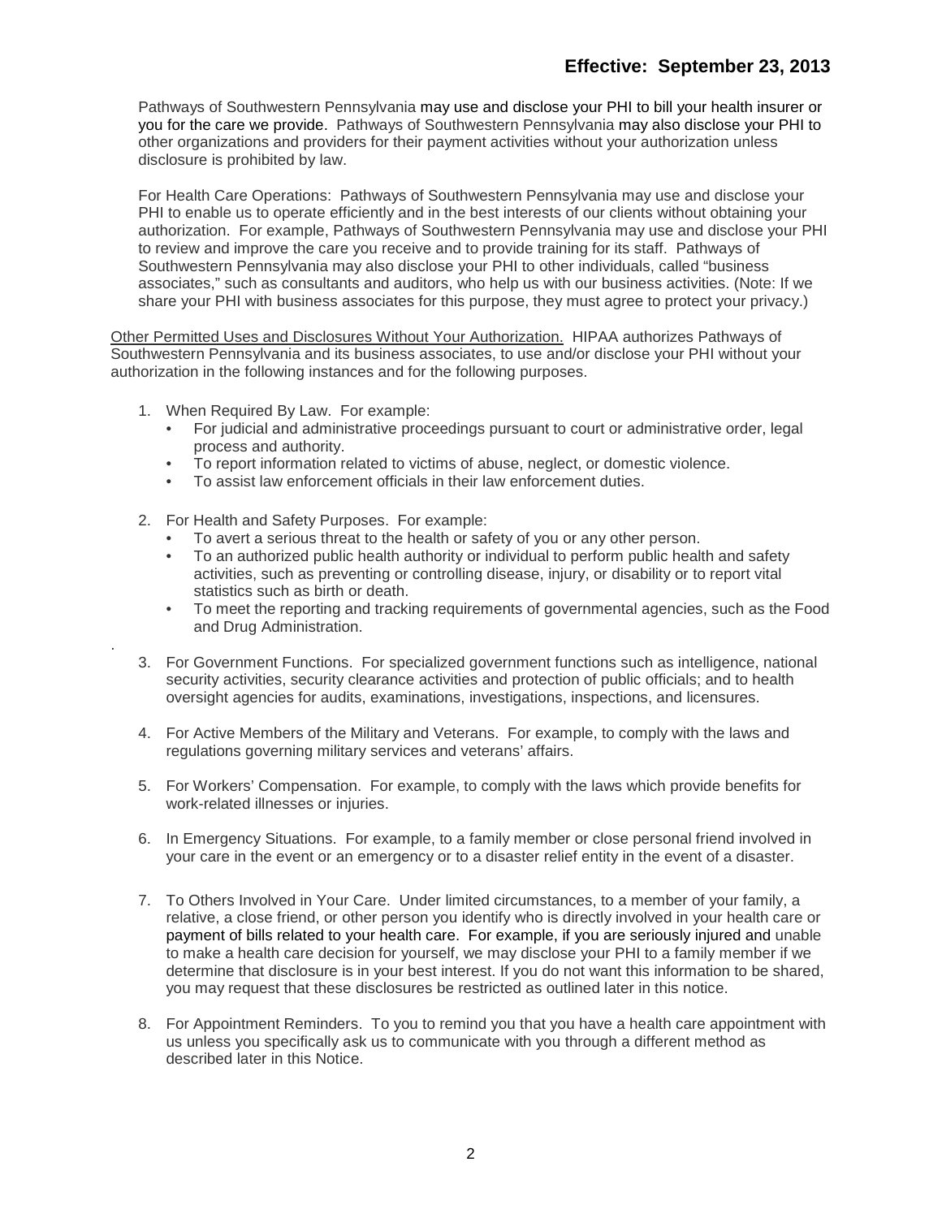Pathways of Southwestern Pennsylvania may use and disclose your PHI to bill your health insurer or you for the care we provide. Pathways of Southwestern Pennsylvania may also disclose your PHI to other organizations and providers for their payment activities without your authorization unless disclosure is prohibited by law.

For Health Care Operations: Pathways of Southwestern Pennsylvania may use and disclose your PHI to enable us to operate efficiently and in the best interests of our clients without obtaining your authorization. For example, Pathways of Southwestern Pennsylvania may use and disclose your PHI to review and improve the care you receive and to provide training for its staff. Pathways of Southwestern Pennsylvania may also disclose your PHI to other individuals, called "business associates," such as consultants and auditors, who help us with our business activities. (Note: If we share your PHI with business associates for this purpose, they must agree to protect your privacy.)

Other Permitted Uses and Disclosures Without Your Authorization. HIPAA authorizes Pathways of Southwestern Pennsylvania and its business associates, to use and/or disclose your PHI without your authorization in the following instances and for the following purposes.

1. When Required By Law. For example:
   - For judicial and administrative proceedings pursuant to court or administrative order, legal process and authority.
   - To report information related to victims of abuse, neglect, or domestic violence.
   - To assist law enforcement officials in their law enforcement duties.

2. For Health and Safety Purposes. For example:
   - To avert a serious threat to the health or safety of you or any other person.
   - To an authorized public health authority or individual to perform public health and safety activities, such as preventing or controlling disease, injury, or disability or to report vital statistics such as birth or death.
   - To meet the reporting and tracking requirements of governmental agencies, such as the Food and Drug Administration.

3. For Government Functions. For specialized government functions such as intelligence, national security activities, security clearance activities and protection of public officials; and to health oversight agencies for audits, examinations, investigations, inspections, and licensures.

4. For Active Members of the Military and Veterans. For example, to comply with the laws and regulations governing military services and veterans' affairs.

5. For Workers' Compensation. For example, to comply with the laws which provide benefits for work-related illnesses or injuries.

6. In Emergency Situations. For example, to a family member or close personal friend involved in your care in the event or an emergency or to a disaster relief entity in the event of a disaster.

7. To Others Involved in Your Care. Under limited circumstances, to a member of your family, a relative, a close friend, or other person you identify who is directly involved in your health care or payment of bills related to your health care. For example, if you are seriously injured and unable to make a health care decision for yourself, we may disclose your PHI to a family member if we determine that disclosure is in your best interest. If you do not want this information to be shared, you may request that these disclosures be restricted as outlined later in this notice.

8. For Appointment Reminders. To you to remind you that you have a health care appointment with us unless you specifically ask us to communicate with you through a different method as described later in this Notice.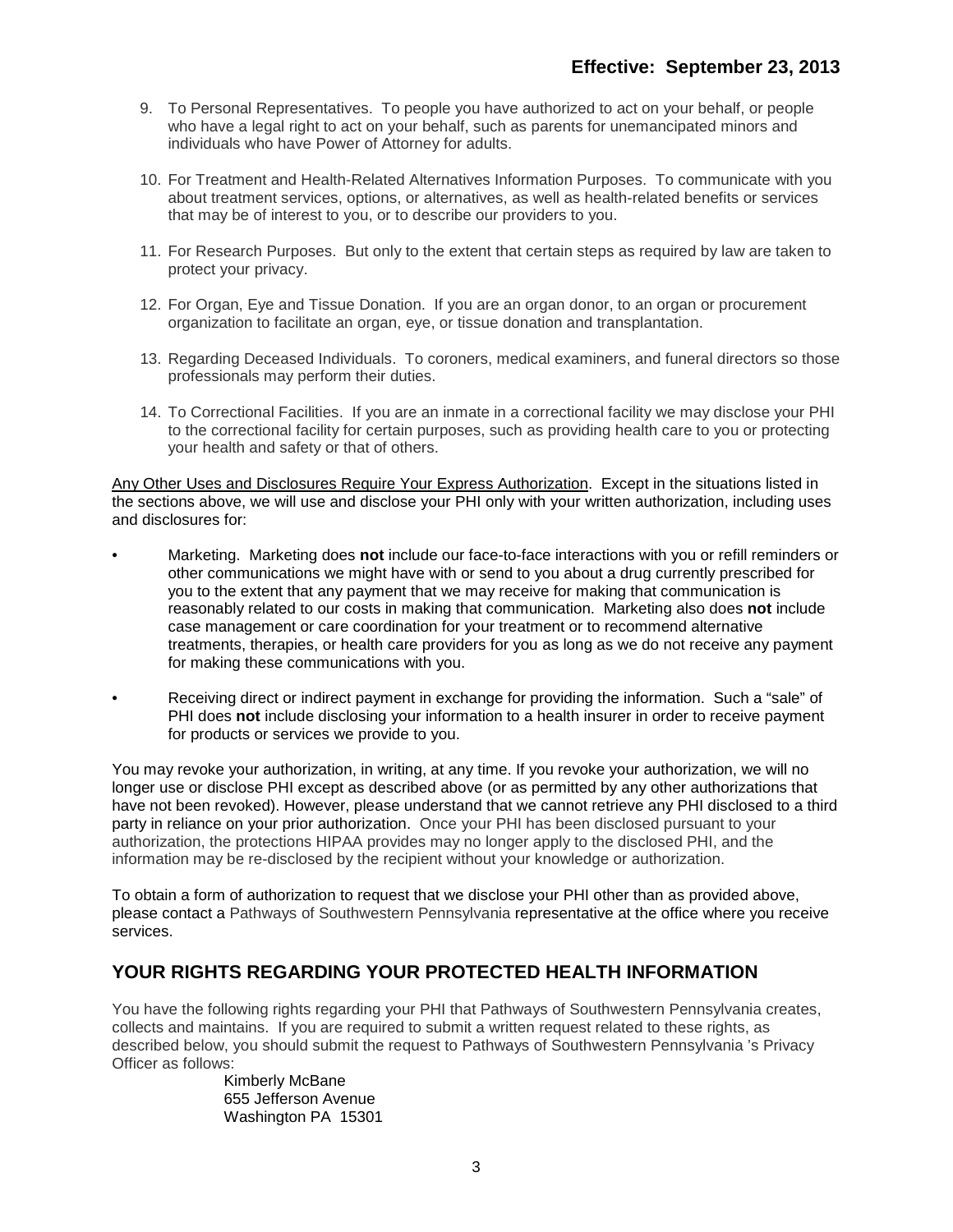9. To Personal Representatives. To people you have authorized to act on your behalf, or people who have a legal right to act on your behalf, such as parents for unemancipated minors and individuals who have Power of Attorney for adults.

10. For Treatment and Health-Related Alternatives Information Purposes. To communicate with you about treatment services, options, or alternatives, as well as health-related benefits or services that may be of interest to you, or to describe our providers to you.

11. For Research Purposes. But only to the extent that certain steps as required by law are taken to protect your privacy.

12. For Organ, Eye and Tissue Donation. If you are an organ donor, to an organ or procurement organization to facilitate an organ, eye, or tissue donation and transplantation.

13. Regarding Deceased Individuals. To coroners, medical examiners, and funeral directors so those professionals may perform their duties.

14. To Correctional Facilities. If you are an inmate in a correctional facility we may disclose your PHI to the correctional facility for certain purposes, such as providing health care to you or protecting your health and safety or that of others.

Any Other Uses and Disclosures Require Your Express Authorization. Except in the situations listed in the sections above, we will use and disclose your PHI only with your written authorization, including uses and disclosures for:

- Marketing. Marketing does **not** include our face-to-face interactions with you or refill reminders or other communications we might have with or send to you about a drug currently prescribed for you to the extent that any payment that we may receive for making that communication is reasonably related to our costs in making that communication. Marketing also does **not** include case management or care coordination for your treatment or to recommend alternative treatments, therapies, or health care providers for you as long as we do not receive any payment for making these communications with you.

- Receiving direct or indirect payment in exchange for providing the information. Such a "sale" of PHI does **not** include disclosing your information to a health insurer in order to receive payment for products or services we provide to you.

You may revoke your authorization, in writing, at any time. If you revoke your authorization, we will no longer use or disclose PHI except as described above (or as permitted by any other authorizations that have not been revoked). However, please understand that we cannot retrieve any PHI disclosed to a third party in reliance on your prior authorization. Once your PHI has been disclosed pursuant to your authorization, the protections HIPAA provides may no longer apply to the disclosed PHI, and the information may be re-disclosed by the recipient without your knowledge or authorization.

To obtain a form of authorization to request that we disclose your PHI other than as provided above, please contact a Pathways of Southwestern Pennsylvania representative at the office where you receive services.

## YOUR RIGHTS REGARDING YOUR PROTECTED HEALTH INFORMATION

You have the following rights regarding your PHI that Pathways of Southwestern Pennsylvania creates, collects and maintains. If you are required to submit a written request related to these rights, as described below, you should submit the request to Pathways of Southwestern Pennsylvania 's Privacy Officer as follows:

Kimberly McBane
655 Jefferson Avenue
Washington PA 15301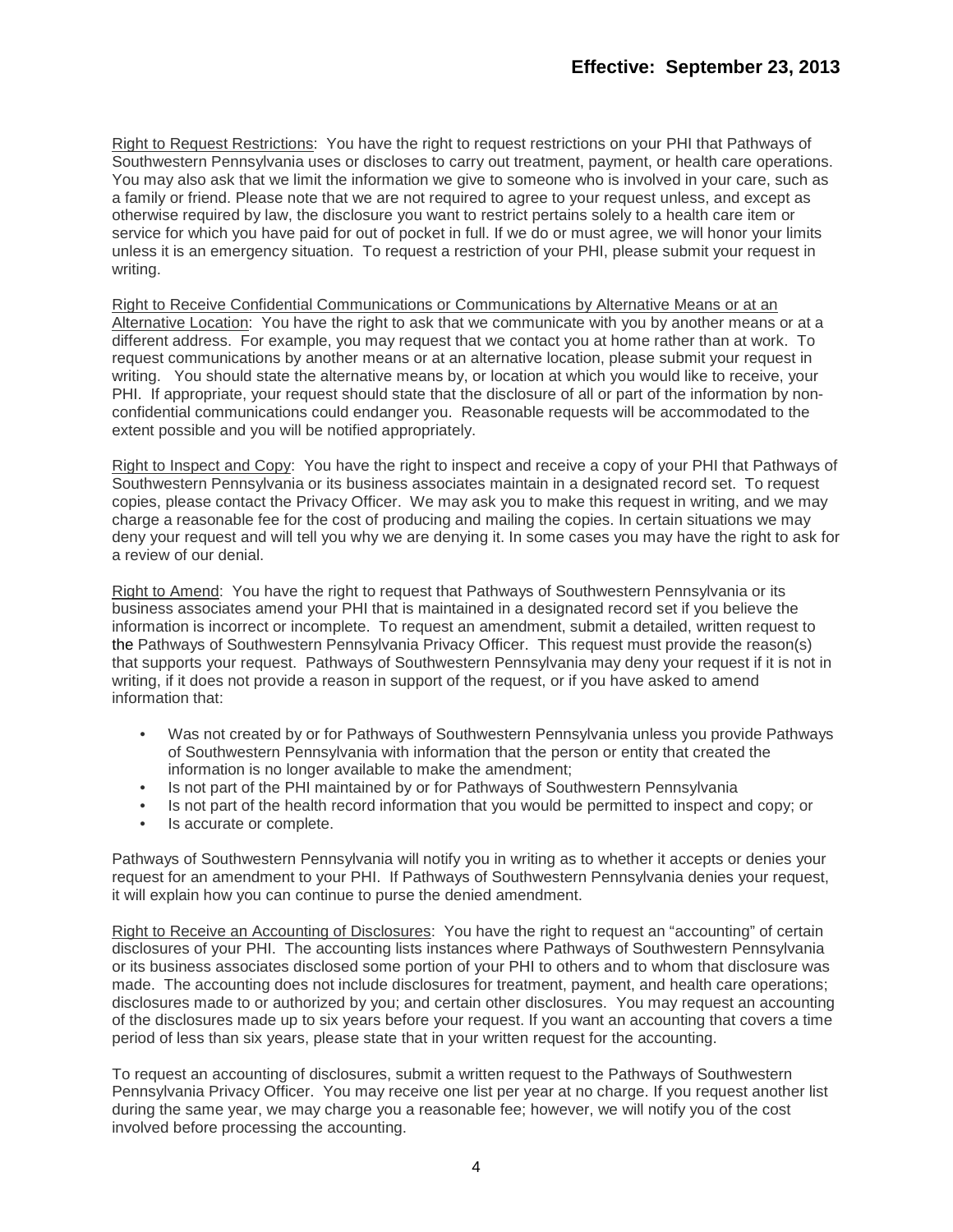**Effective: September 23, 2013**

Right to Request Restrictions: You have the right to request restrictions on your PHI that Pathways of Southwestern Pennsylvania uses or discloses to carry out treatment, payment, or health care operations. You may also ask that we limit the information we give to someone who is involved in your care, such as a family or friend. Please note that we are not required to agree to your request unless, and except as otherwise required by law, the disclosure you want to restrict pertains solely to a health care item or service for which you have paid for out of pocket in full. If we do or must agree, we will honor your limits unless it is an emergency situation. To request a restriction of your PHI, please submit your request in writing.

Right to Receive Confidential Communications or Communications by Alternative Means or at an Alternative Location: You have the right to ask that we communicate with you by another means or at a different address. For example, you may request that we contact you at home rather than at work. To request communications by another means or at an alternative location, please submit your request in writing. You should state the alternative means by, or location at which you would like to receive, your PHI. If appropriate, your request should state that the disclosure of all or part of the information by non-confidential communications could endanger you. Reasonable requests will be accommodated to the extent possible and you will be notified appropriately.

Right to Inspect and Copy: You have the right to inspect and receive a copy of your PHI that Pathways of Southwestern Pennsylvania or its business associates maintain in a designated record set. To request copies, please contact the Privacy Officer. We may ask you to make this request in writing, and we may charge a reasonable fee for the cost of producing and mailing the copies. In certain situations we may deny your request and will tell you why we are denying it. In some cases you may have the right to ask for a review of our denial.

Right to Amend: You have the right to request that Pathways of Southwestern Pennsylvania or its business associates amend your PHI that is maintained in a designated record set if you believe the information is incorrect or incomplete. To request an amendment, submit a detailed, written request to the Pathways of Southwestern Pennsylvania Privacy Officer. This request must provide the reason(s) that supports your request. Pathways of Southwestern Pennsylvania may deny your request if it is not in writing, if it does not provide a reason in support of the request, or if you have asked to amend information that:

- Was not created by or for Pathways of Southwestern Pennsylvania unless you provide Pathways of Southwestern Pennsylvania with information that the person or entity that created the information is no longer available to make the amendment;
- Is not part of the PHI maintained by or for Pathways of Southwestern Pennsylvania
- Is not part of the health record information that you would be permitted to inspect and copy; or
- Is accurate or complete.

Pathways of Southwestern Pennsylvania will notify you in writing as to whether it accepts or denies your request for an amendment to your PHI. If Pathways of Southwestern Pennsylvania denies your request, it will explain how you can continue to purse the denied amendment.

Right to Receive an Accounting of Disclosures: You have the right to request an "accounting" of certain disclosures of your PHI. The accounting lists instances where Pathways of Southwestern Pennsylvania or its business associates disclosed some portion of your PHI to others and to whom that disclosure was made. The accounting does not include disclosures for treatment, payment, and health care operations; disclosures made to or authorized by you; and certain other disclosures. You may request an accounting of the disclosures made up to six years before your request. If you want an accounting that covers a time period of less than six years, please state that in your written request for the accounting.

To request an accounting of disclosures, submit a written request to the Pathways of Southwestern Pennsylvania Privacy Officer. You may receive one list per year at no charge. If you request another list during the same year, we may charge you a reasonable fee; however, we will notify you of the cost involved before processing the accounting.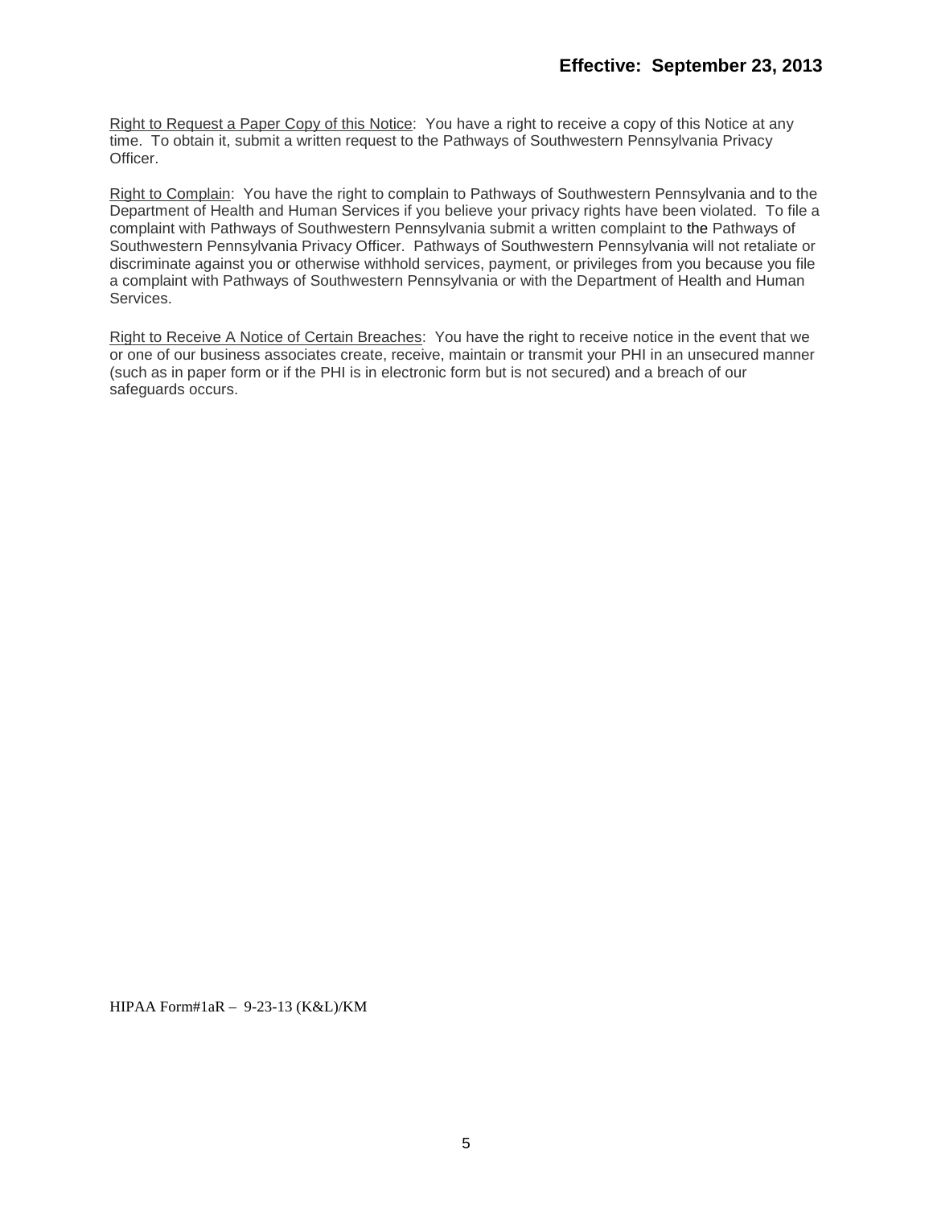Right to Request a Paper Copy of this Notice: You have a right to receive a copy of this Notice at any time. To obtain it, submit a written request to the Pathways of Southwestern Pennsylvania Privacy Officer.

Right to Complain: You have the right to complain to Pathways of Southwestern Pennsylvania and to the Department of Health and Human Services if you believe your privacy rights have been violated. To file a complaint with Pathways of Southwestern Pennsylvania submit a written complaint to the Pathways of Southwestern Pennsylvania Privacy Officer. Pathways of Southwestern Pennsylvania will not retaliate or discriminate against you or otherwise withhold services, payment, or privileges from you because you file a complaint with Pathways of Southwestern Pennsylvania or with the Department of Health and Human Services.

Right to Receive A Notice of Certain Breaches: You have the right to receive notice in the event that we or one of our business associates create, receive, maintain or transmit your PHI in an unsecured manner (such as in paper form or if the PHI is in electronic form but is not secured) and a breach of our safeguards occurs.